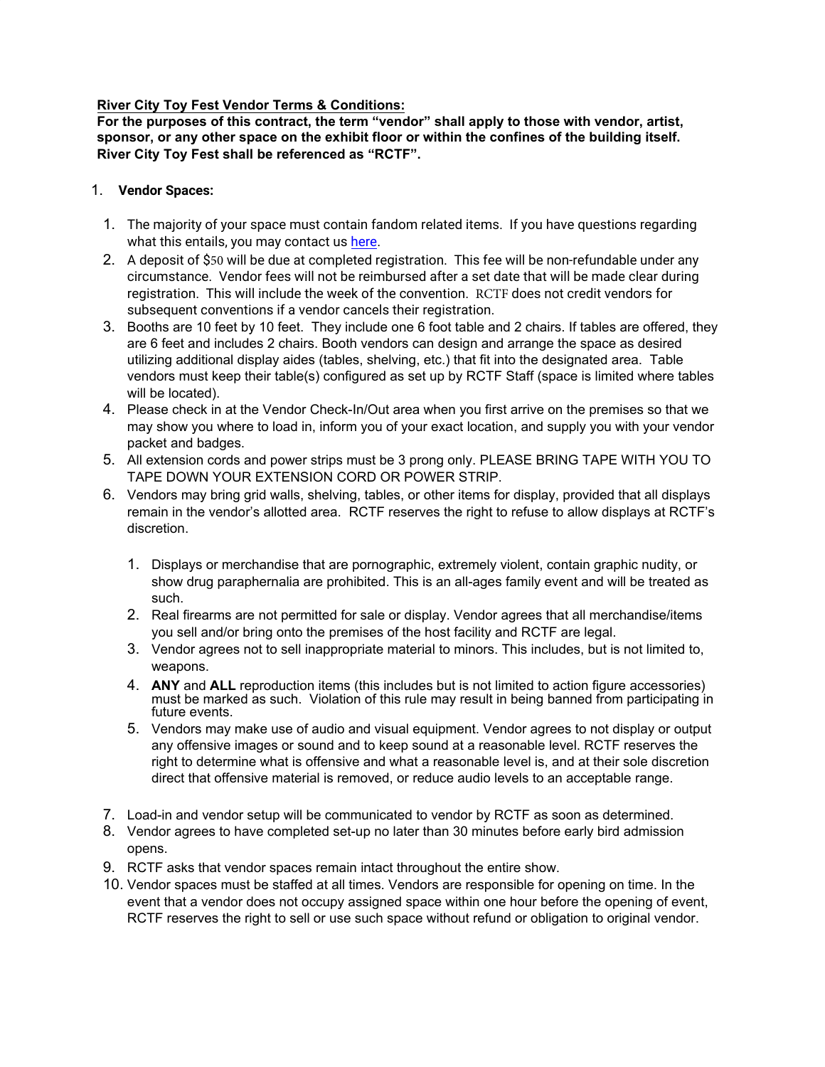**River City Toy Fest Vendor Terms & Conditions:**

**For the purposes of this contract, the term "vendor" shall apply to those with vendor, artist, sponsor, or any other space on the exhibit floor or within the confines of the building itself. River City Toy Fest shall be referenced as "RCTF".**

1. **Vendor Spaces:**

   1. The majority of your space must contain fandom related items. If you have questions regarding what this entails, you may contact us here.
   2. A deposit of $50 will be due at completed registration. This fee will be non-refundable under any circumstance. Vendor fees will not be reimbursed after a set date that will be made clear during registration. This will include the week of the convention. RCTF does not credit vendors for subsequent conventions if a vendor cancels their registration.
   3. Booths are 10 feet by 10 feet. They include one 6 foot table and 2 chairs. If tables are offered, they are 6 feet and includes 2 chairs. Booth vendors can design and arrange the space as desired utilizing additional display aides (tables, shelving, etc.) that fit into the designated area. Table vendors must keep their table(s) configured as set up by RCTF Staff (space is limited where tables will be located).
   4. Please check in at the Vendor Check-In/Out area when you first arrive on the premises so that we may show you where to load in, inform you of your exact location, and supply you with your vendor packet and badges.
   5. All extension cords and power strips must be 3 prong only. PLEASE BRING TAPE WITH YOU TO TAPE DOWN YOUR EXTENSION CORD OR POWER STRIP.
   6. Vendors may bring grid walls, shelving, tables, or other items for display, provided that all displays remain in the vendor's allotted area. RCTF reserves the right to refuse to allow displays at RCTF's discretion.

      1. Displays or merchandise that are pornographic, extremely violent, contain graphic nudity, or show drug paraphernalia are prohibited. This is an all-ages family event and will be treated as such.
      2. Real firearms are not permitted for sale or display. Vendor agrees that all merchandise/items you sell and/or bring onto the premises of the host facility and RCTF are legal.
      3. Vendor agrees not to sell inappropriate material to minors. This includes, but is not limited to, weapons.
      4. **ANY** and **ALL** reproduction items (this includes but is not limited to action figure accessories) must be marked as such. Violation of this rule may result in being banned from participating in future events.
      5. Vendors may make use of audio and visual equipment. Vendor agrees to not display or output any offensive images or sound and to keep sound at a reasonable level. RCTF reserves the right to determine what is offensive and what a reasonable level is, and at their sole discretion direct that offensive material is removed, or reduce audio levels to an acceptable range.

   7. Load-in and vendor setup will be communicated to vendor by RCTF as soon as determined.
   8. Vendor agrees to have completed set-up no later than 30 minutes before early bird admission opens.
   9. RCTF asks that vendor spaces remain intact throughout the entire show.
   10. Vendor spaces must be staffed at all times. Vendors are responsible for opening on time. In the event that a vendor does not occupy assigned space within one hour before the opening of event, RCTF reserves the right to sell or use such space without refund or obligation to original vendor.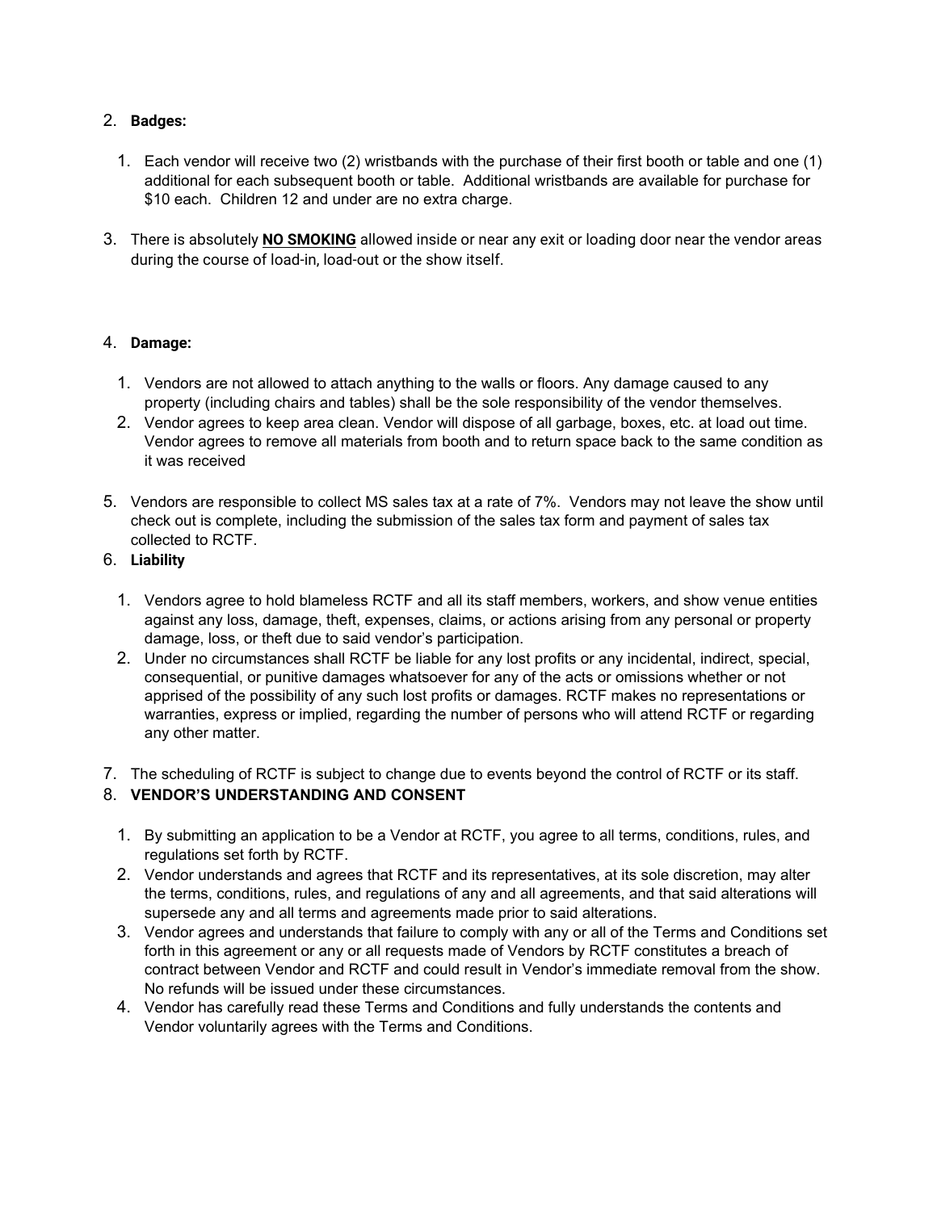2. **Badges:**

    1. Each vendor will receive two (2) wristbands with the purchase of their first booth or table and one (1) additional for each subsequent booth or table. Additional wristbands are available for purchase for $10 each. Children 12 and under are no extra charge.

3. There is absolutely <u>**NO SMOKING**</u> allowed inside or near any exit or loading door near the vendor areas during the course of load-in, load-out or the show itself.

4. **Damage:**

    1. Vendors are not allowed to attach anything to the walls or floors. Any damage caused to any property (including chairs and tables) shall be the sole responsibility of the vendor themselves.
    2. Vendor agrees to keep area clean. Vendor will dispose of all garbage, boxes, etc. at load out time. Vendor agrees to remove all materials from booth and to return space back to the same condition as it was received

5. Vendors are responsible to collect MS sales tax at a rate of 7%. Vendors may not leave the show until check out is complete, including the submission of the sales tax form and payment of sales tax collected to RCTF.
6. **Liability**

    1. Vendors agree to hold blameless RCTF and all its staff members, workers, and show venue entities against any loss, damage, theft, expenses, claims, or actions arising from any personal or property damage, loss, or theft due to said vendor's participation.
    2. Under no circumstances shall RCTF be liable for any lost profits or any incidental, indirect, special, consequential, or punitive damages whatsoever for any of the acts or omissions whether or not apprised of the possibility of any such lost profits or damages. RCTF makes no representations or warranties, express or implied, regarding the number of persons who will attend RCTF or regarding any other matter.

7. The scheduling of RCTF is subject to change due to events beyond the control of RCTF or its staff.
8. **VENDOR'S UNDERSTANDING AND CONSENT**

    1. By submitting an application to be a Vendor at RCTF, you agree to all terms, conditions, rules, and regulations set forth by RCTF.
    2. Vendor understands and agrees that RCTF and its representatives, at its sole discretion, may alter the terms, conditions, rules, and regulations of any and all agreements, and that said alterations will supersede any and all terms and agreements made prior to said alterations.
    3. Vendor agrees and understands that failure to comply with any or all of the Terms and Conditions set forth in this agreement or any or all requests made of Vendors by RCTF constitutes a breach of contract between Vendor and RCTF and could result in Vendor's immediate removal from the show. No refunds will be issued under these circumstances.
    4. Vendor has carefully read these Terms and Conditions and fully understands the contents and Vendor voluntarily agrees with the Terms and Conditions.